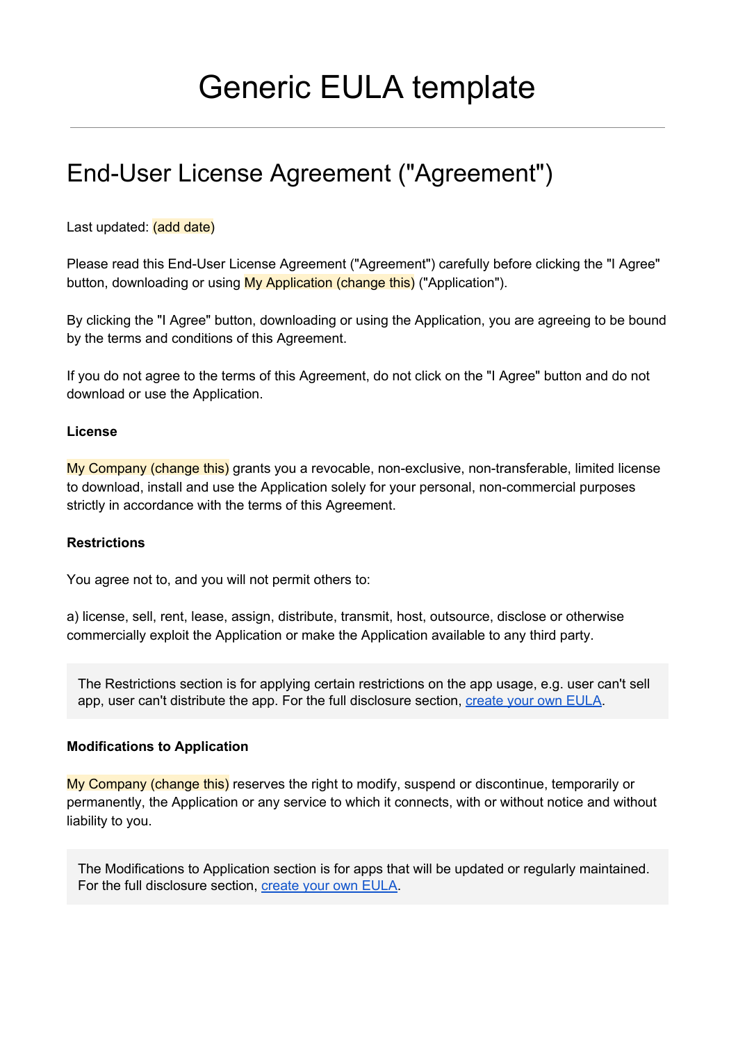# Generic EULA template

---

## End-User License Agreement ("Agreement")

Last updated: (add date)

Please read this End-User License Agreement ("Agreement") carefully before clicking the "I Agree" button, downloading or using My Application (change this) ("Application").

By clicking the "I Agree" button, downloading or using the Application, you are agreeing to be bound by the terms and conditions of this Agreement.

If you do not agree to the terms of this Agreement, do not click on the "I Agree" button and do not download or use the Application.

**License**

My Company (change this) grants you a revocable, non-exclusive, non-transferable, limited license to download, install and use the Application solely for your personal, non-commercial purposes strictly in accordance with the terms of this Agreement.

**Restrictions**

You agree not to, and you will not permit others to:

a) license, sell, rent, lease, assign, distribute, transmit, host, outsource, disclose or otherwise commercially exploit the Application or make the Application available to any third party.

> The Restrictions section is for applying certain restrictions on the app usage, e.g. user can't sell app, user can't distribute the app. For the full disclosure section, create your own EULA.

**Modifications to Application**

My Company (change this) reserves the right to modify, suspend or discontinue, temporarily or permanently, the Application or any service to which it connects, with or without notice and without liability to you.

> The Modifications to Application section is for apps that will be updated or regularly maintained. For the full disclosure section, create your own EULA.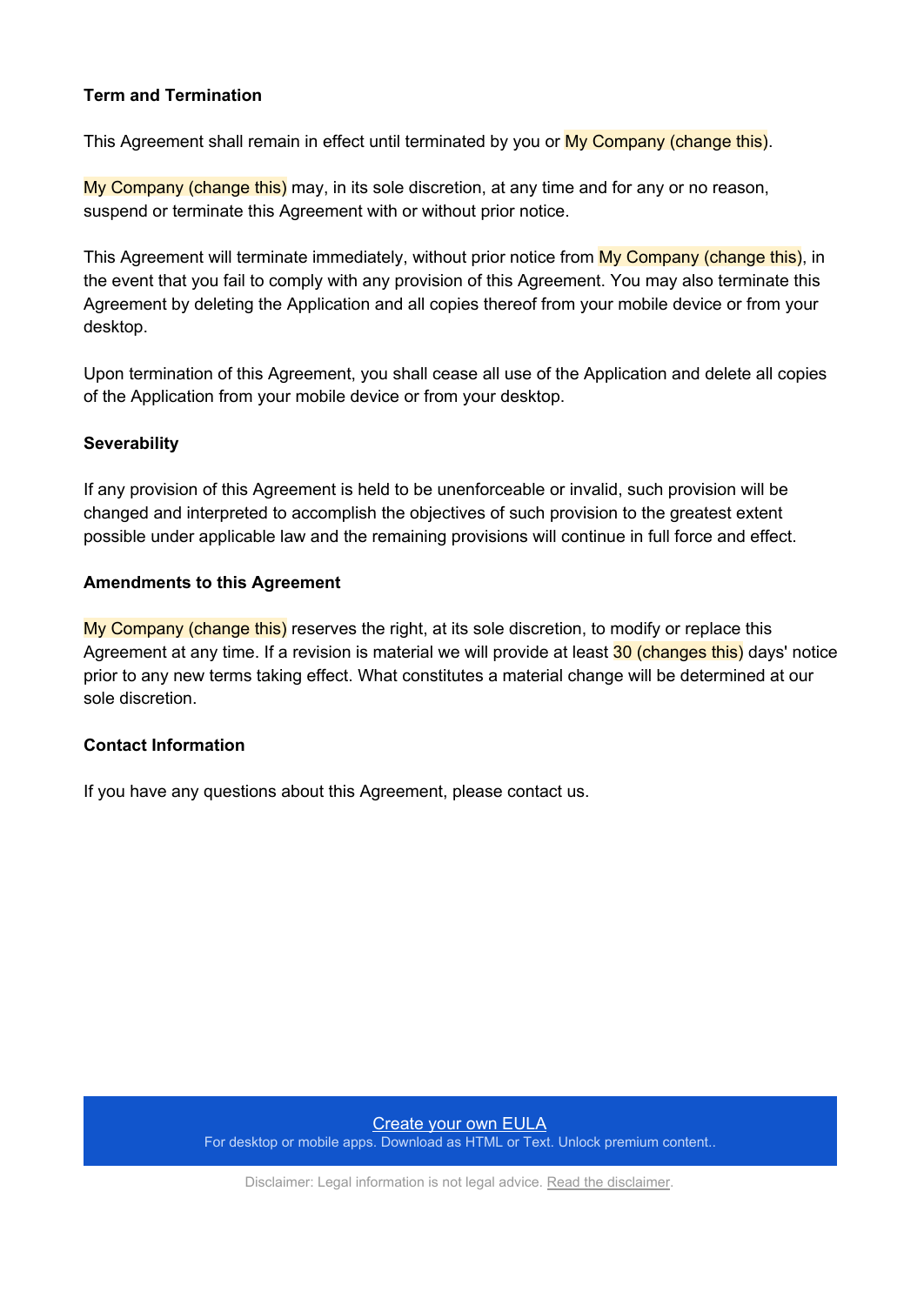**Term and Termination**

This Agreement shall remain in effect until terminated by you or My Company (change this).

My Company (change this) may, in its sole discretion, at any time and for any or no reason, suspend or terminate this Agreement with or without prior notice.

This Agreement will terminate immediately, without prior notice from My Company (change this), in the event that you fail to comply with any provision of this Agreement. You may also terminate this Agreement by deleting the Application and all copies thereof from your mobile device or from your desktop.

Upon termination of this Agreement, you shall cease all use of the Application and delete all copies of the Application from your mobile device or from your desktop.

**Severability**

If any provision of this Agreement is held to be unenforceable or invalid, such provision will be changed and interpreted to accomplish the objectives of such provision to the greatest extent possible under applicable law and the remaining provisions will continue in full force and effect.

**Amendments to this Agreement**

My Company (change this) reserves the right, at its sole discretion, to modify or replace this Agreement at any time. If a revision is material we will provide at least 30 (changes this) days' notice prior to any new terms taking effect. What constitutes a material change will be determined at our sole discretion.

**Contact Information**

If you have any questions about this Agreement, please contact us.

Create your own EULA
For desktop or mobile apps. Download as HTML or Text. Unlock premium content..

Disclaimer: Legal information is not legal advice. Read the disclaimer.